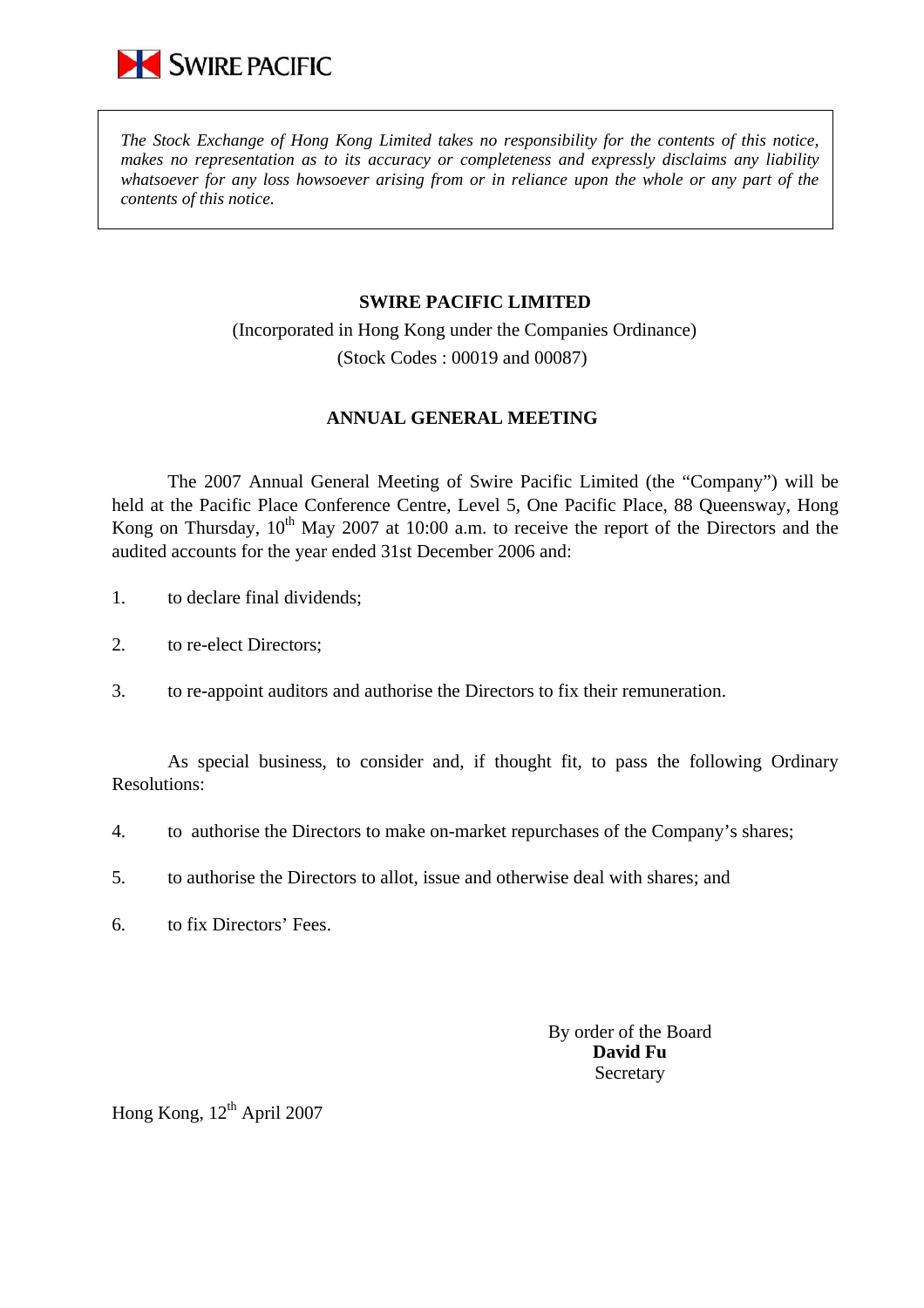SWIRE PACIFIC

*The Stock Exchange of Hong Kong Limited takes no responsibility for the contents of this notice, makes no representation as to its accuracy or completeness and expressly disclaims any liability whatsoever for any loss howsoever arising from or in reliance upon the whole or any part of the contents of this notice.*

**SWIRE PACIFIC LIMITED**

(Incorporated in Hong Kong under the Companies Ordinance)

(Stock Codes : 00019 and 00087)

## ANNUAL GENERAL MEETING

The 2007 Annual General Meeting of Swire Pacific Limited (the "Company") will be held at the Pacific Place Conference Centre, Level 5, One Pacific Place, 88 Queensway, Hong Kong on Thursday, 10th May 2007 at 10:00 a.m. to receive the report of the Directors and the audited accounts for the year ended 31st December 2006 and:

1. to declare final dividends;
2. to re-elect Directors;
3. to re-appoint auditors and authorise the Directors to fix their remuneration.

As special business, to consider and, if thought fit, to pass the following Ordinary Resolutions:

4. to authorise the Directors to make on-market repurchases of the Company's shares;
5. to authorise the Directors to allot, issue and otherwise deal with shares; and
6. to fix Directors' Fees.

By order of the Board
**David Fu**
Secretary

Hong Kong, 12th April 2007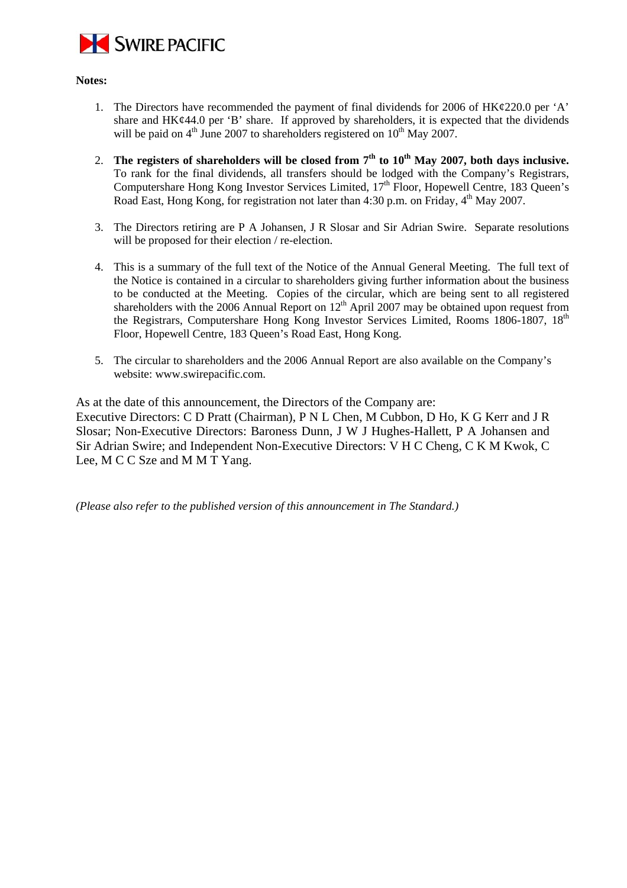SWIRE PACIFIC

**Notes:**

1. The Directors have recommended the payment of final dividends for 2006 of HK¢220.0 per 'A' share and HK¢44.0 per 'B' share. If approved by shareholders, it is expected that the dividends will be paid on 4th June 2007 to shareholders registered on 10th May 2007.

2. **The registers of shareholders will be closed from 7th to 10th May 2007, both days inclusive.** To rank for the final dividends, all transfers should be lodged with the Company's Registrars, Computershare Hong Kong Investor Services Limited, 17th Floor, Hopewell Centre, 183 Queen's Road East, Hong Kong, for registration not later than 4:30 p.m. on Friday, 4th May 2007.

3. The Directors retiring are P A Johansen, J R Slosar and Sir Adrian Swire. Separate resolutions will be proposed for their election / re-election.

4. This is a summary of the full text of the Notice of the Annual General Meeting. The full text of the Notice is contained in a circular to shareholders giving further information about the business to be conducted at the Meeting. Copies of the circular, which are being sent to all registered shareholders with the 2006 Annual Report on 12th April 2007 may be obtained upon request from the Registrars, Computershare Hong Kong Investor Services Limited, Rooms 1806-1807, 18th Floor, Hopewell Centre, 183 Queen's Road East, Hong Kong.

5. The circular to shareholders and the 2006 Annual Report are also available on the Company's website: www.swirepacific.com.

As at the date of this announcement, the Directors of the Company are:
Executive Directors: C D Pratt (Chairman), P N L Chen, M Cubbon, D Ho, K G Kerr and J R Slosar; Non-Executive Directors: Baroness Dunn, J W J Hughes-Hallett, P A Johansen and Sir Adrian Swire; and Independent Non-Executive Directors: V H C Cheng, C K M Kwok, C Lee, M C C Sze and M M T Yang.

*(Please also refer to the published version of this announcement in The Standard.)*